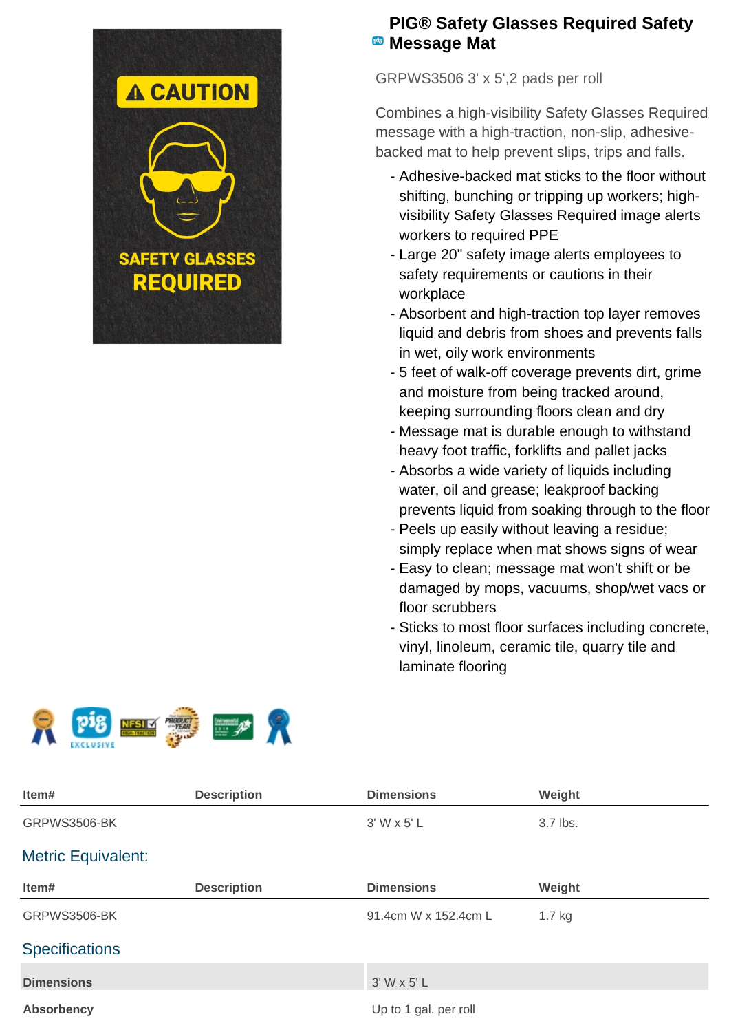# PIG® Safety Glasses Required Safety Message Mat

GRPWS3506 3' x 5',2 pads per roll

Combines a high-visibility Safety Glasses Required message with a high-traction, non-slip, adhesive-backed mat to help prevent slips, trips and falls.

- Adhesive-backed mat sticks to the floor without shifting, bunching or tripping up workers; high-visibility Safety Glasses Required image alerts workers to required PPE
- Large 20" safety image alerts employees to safety requirements or cautions in their workplace
- Absorbent and high-traction top layer removes liquid and debris from shoes and prevents falls in wet, oily work environments
- 5 feet of walk-off coverage prevents dirt, grime and moisture from being tracked around, keeping surrounding floors clean and dry
- Message mat is durable enough to withstand heavy foot traffic, forklifts and pallet jacks
- Absorbs a wide variety of liquids including water, oil and grease; leakproof backing prevents liquid from soaking through to the floor
- Peels up easily without leaving a residue; simply replace when mat shows signs of wear
- Easy to clean; message mat won't shift or be damaged by mops, vacuums, shop/wet vacs or floor scrubbers
- Sticks to most floor surfaces including concrete, vinyl, linoleum, ceramic tile, quarry tile and laminate flooring

| Item# | Description | Dimensions | Weight |
| --- | --- | --- | --- |
| GRPWS3506-BK | | 3' W x 5' L | 3.7 lbs. |

## Metric Equivalent:

| Item# | Description | Dimensions | Weight |
| --- | --- | --- | --- |
| GRPWS3506-BK | | 91.4cm W x 152.4cm L | 1.7 kg |

## Specifications

| | |
| --- | --- |
| Dimensions | 3' W x 5' L |
| Absorbency | Up to 1 gal. per roll |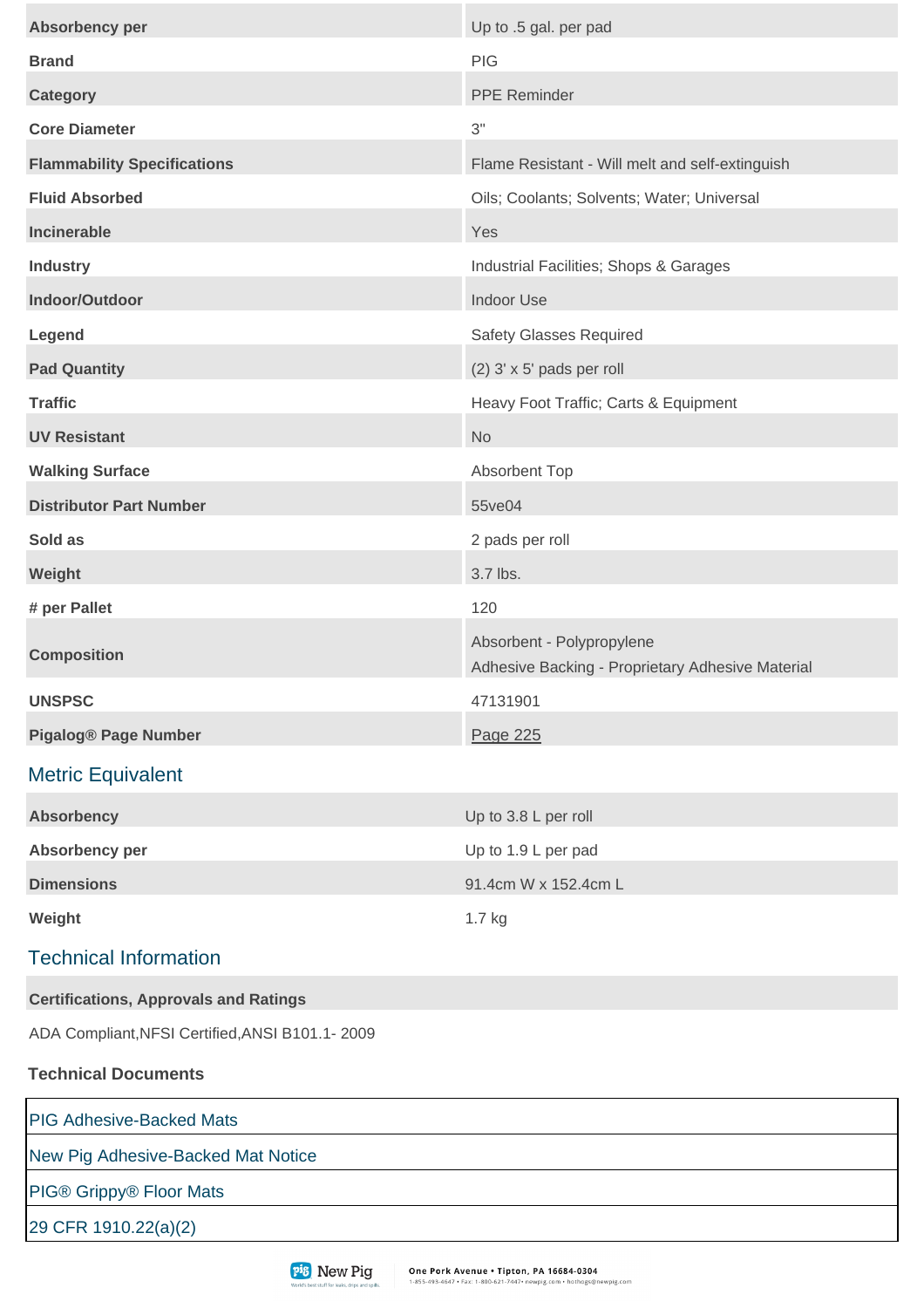| | |
|---|---|
| **Absorbency per** | Up to .5 gal. per pad |
| **Brand** | PIG |
| **Category** | PPE Reminder |
| **Core Diameter** | 3" |
| **Flammability Specifications** | Flame Resistant - Will melt and self-extinguish |
| **Fluid Absorbed** | Oils; Coolants; Solvents; Water; Universal |
| **Incinerable** | Yes |
| **Industry** | Industrial Facilities; Shops & Garages |
| **Indoor/Outdoor** | Indoor Use |
| **Legend** | Safety Glasses Required |
| **Pad Quantity** | (2) 3' x 5' pads per roll |
| **Traffic** | Heavy Foot Traffic; Carts & Equipment |
| **UV Resistant** | No |
| **Walking Surface** | Absorbent Top |
| **Distributor Part Number** | 55ve04 |
| **Sold as** | 2 pads per roll |
| **Weight** | 3.7 lbs. |
| **# per Pallet** | 120 |
| **Composition** | Absorbent - Polypropylene<br>Adhesive Backing - Proprietary Adhesive Material |
| **UNSPSC** | 47131901 |
| **Pigalog® Page Number** | Page 225 |

## Metric Equivalent

| | |
|---|---|
| **Absorbency** | Up to 3.8 L per roll |
| **Absorbency per** | Up to 1.9 L per pad |
| **Dimensions** | 91.4cm W x 152.4cm L |
| **Weight** | 1.7 kg |

## Technical Information

**Certifications, Approvals and Ratings**

ADA Compliant,NFSI Certified,ANSI B101.1- 2009

### Technical Documents

- PIG Adhesive-Backed Mats
- New Pig Adhesive-Backed Mat Notice
- PIG® Grippy® Floor Mats
- 29 CFR 1910.22(a)(2)